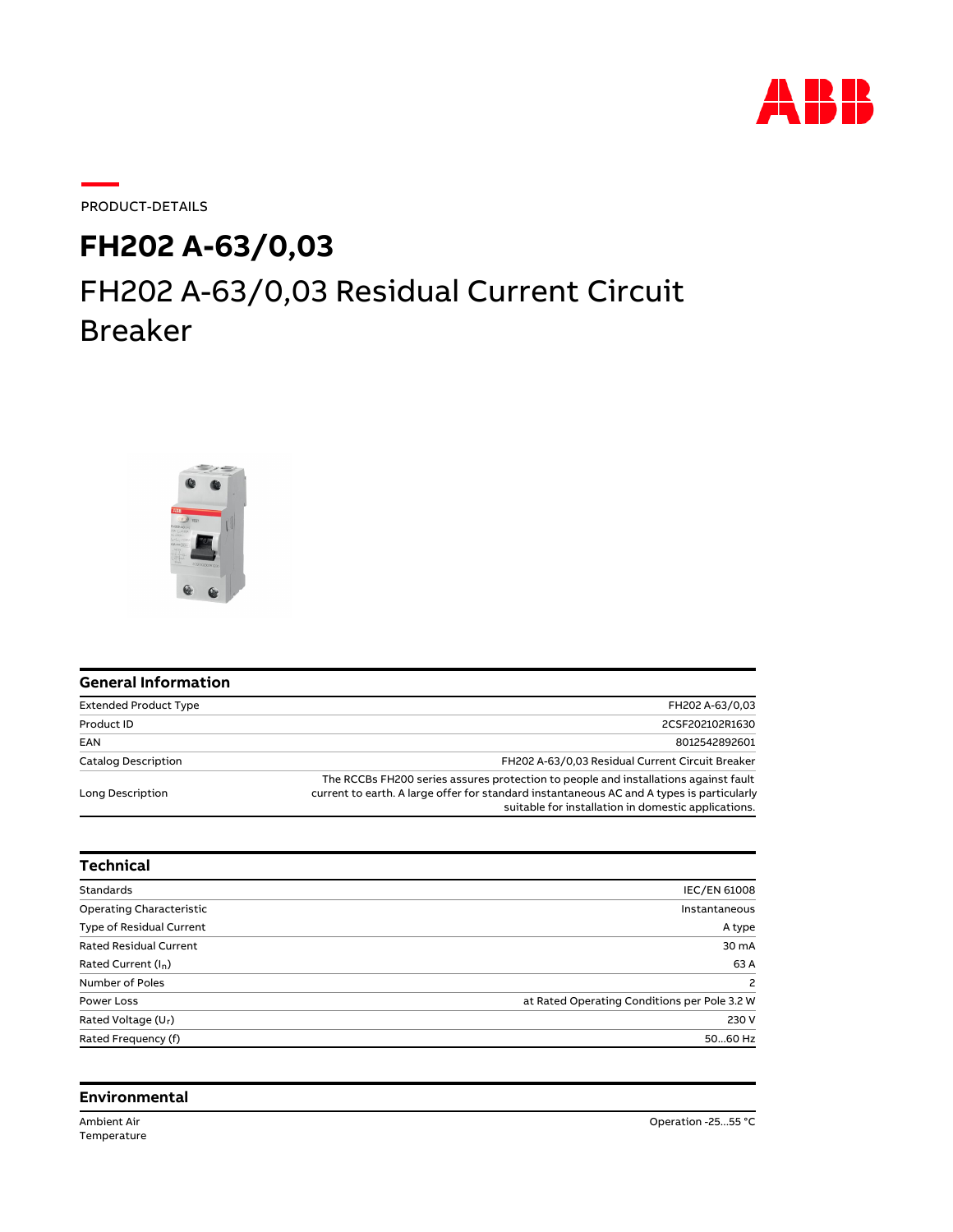PRODUCT-DETAILS

# FH202 A-63/0,03

## FH202 A-63/0,03 Residual Current Circuit Breaker

### General Information

| | |
|---|---|
| Extended Product Type | FH202 A-63/0,03 |
| Product ID | 2CSF202102R1630 |
| EAN | 8012542892601 |
| Catalog Description | FH202 A-63/0,03 Residual Current Circuit Breaker |
| Long Description | The RCCBs FH200 series assures protection to people and installations against fault current to earth. A large offer for standard instantaneous AC and A types is particularly suitable for installation in domestic applications. |

### Technical

| | |
|---|---|
| Standards | IEC/EN 61008 |
| Operating Characteristic | Instantaneous |
| Type of Residual Current | A type |
| Rated Residual Current | 30 mA |
| Rated Current ($I_n$) | 63 A |
| Number of Poles | 2 |
| Power Loss | at Rated Operating Conditions per Pole 3.2 W |
| Rated Voltage ($U_r$) | 230 V |
| Rated Frequency (f) | 50...60 Hz |

### Environmental

| | |
|---|---|
| Ambient Air Temperature | Operation -25...55 °C |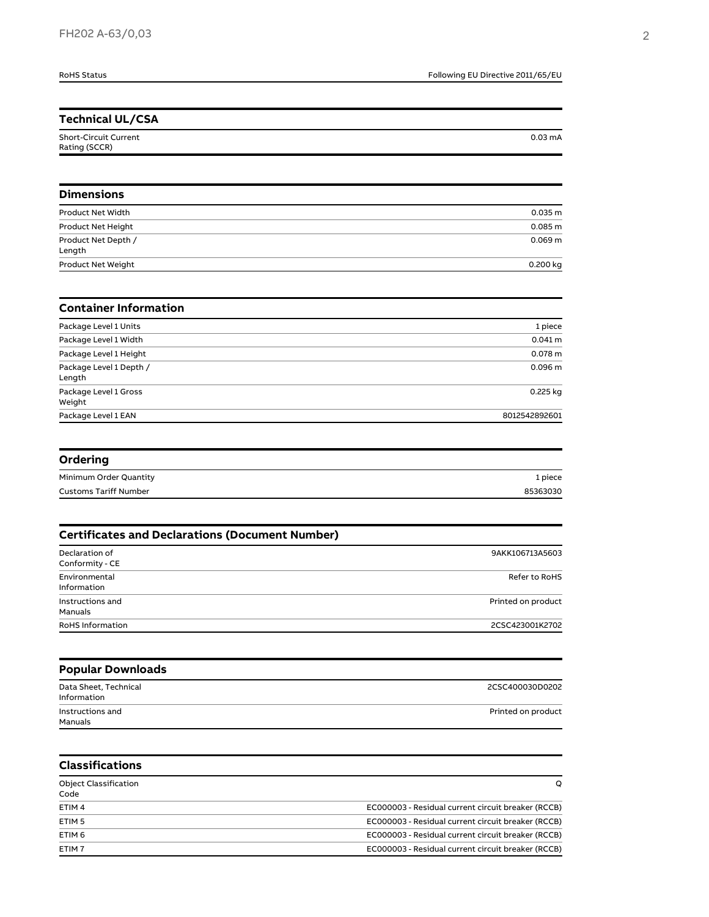| RoHS Status | Following EU Directive 2011/65/EU |
|---|---|

## Technical UL/CSA

| | |
|---|---|
| Short-Circuit Current Rating (SCCR) | 0.03 mA |

## Dimensions

| | |
|---|---|
| Product Net Width | 0.035 m |
| Product Net Height | 0.085 m |
| Product Net Depth / Length | 0.069 m |
| Product Net Weight | 0.200 kg |

## Container Information

| | |
|---|---|
| Package Level 1 Units | 1 piece |
| Package Level 1 Width | 0.041 m |
| Package Level 1 Height | 0.078 m |
| Package Level 1 Depth / Length | 0.096 m |
| Package Level 1 Gross Weight | 0.225 kg |
| Package Level 1 EAN | 8012542892601 |

## Ordering

| | |
|---|---|
| Minimum Order Quantity | 1 piece |
| Customs Tariff Number | 85363030 |

## Certificates and Declarations (Document Number)

| | |
|---|---|
| Declaration of Conformity - CE | 9AKK106713A5603 |
| Environmental Information | Refer to RoHS |
| Instructions and Manuals | Printed on product |
| RoHS Information | 2CSC423001K2702 |

## Popular Downloads

| | |
|---|---|
| Data Sheet, Technical Information | 2CSC400030D0202 |
| Instructions and Manuals | Printed on product |

## Classifications

| | |
|---|---|
| Object Classification Code | Q |
| ETIM 4 | EC000003 - Residual current circuit breaker (RCCB) |
| ETIM 5 | EC000003 - Residual current circuit breaker (RCCB) |
| ETIM 6 | EC000003 - Residual current circuit breaker (RCCB) |
| ETIM 7 | EC000003 - Residual current circuit breaker (RCCB) |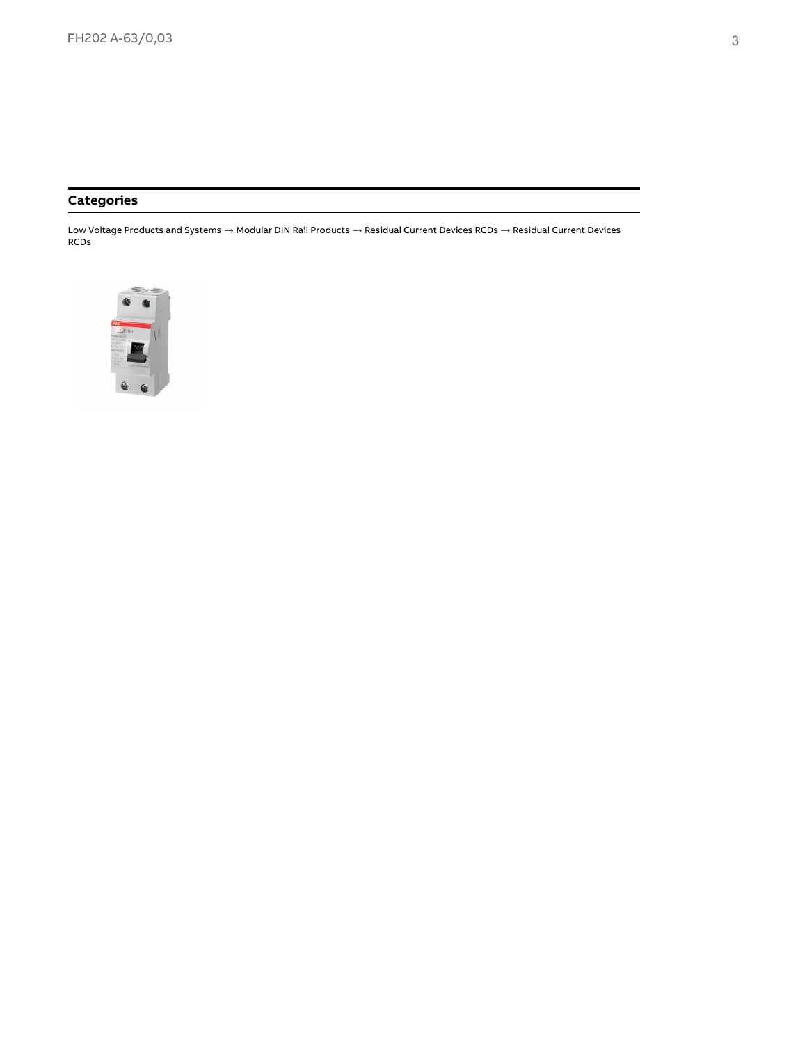## Categories

Low Voltage Products and Systems → Modular DIN Rail Products → Residual Current Devices RCDs → Residual Current Devices RCDs